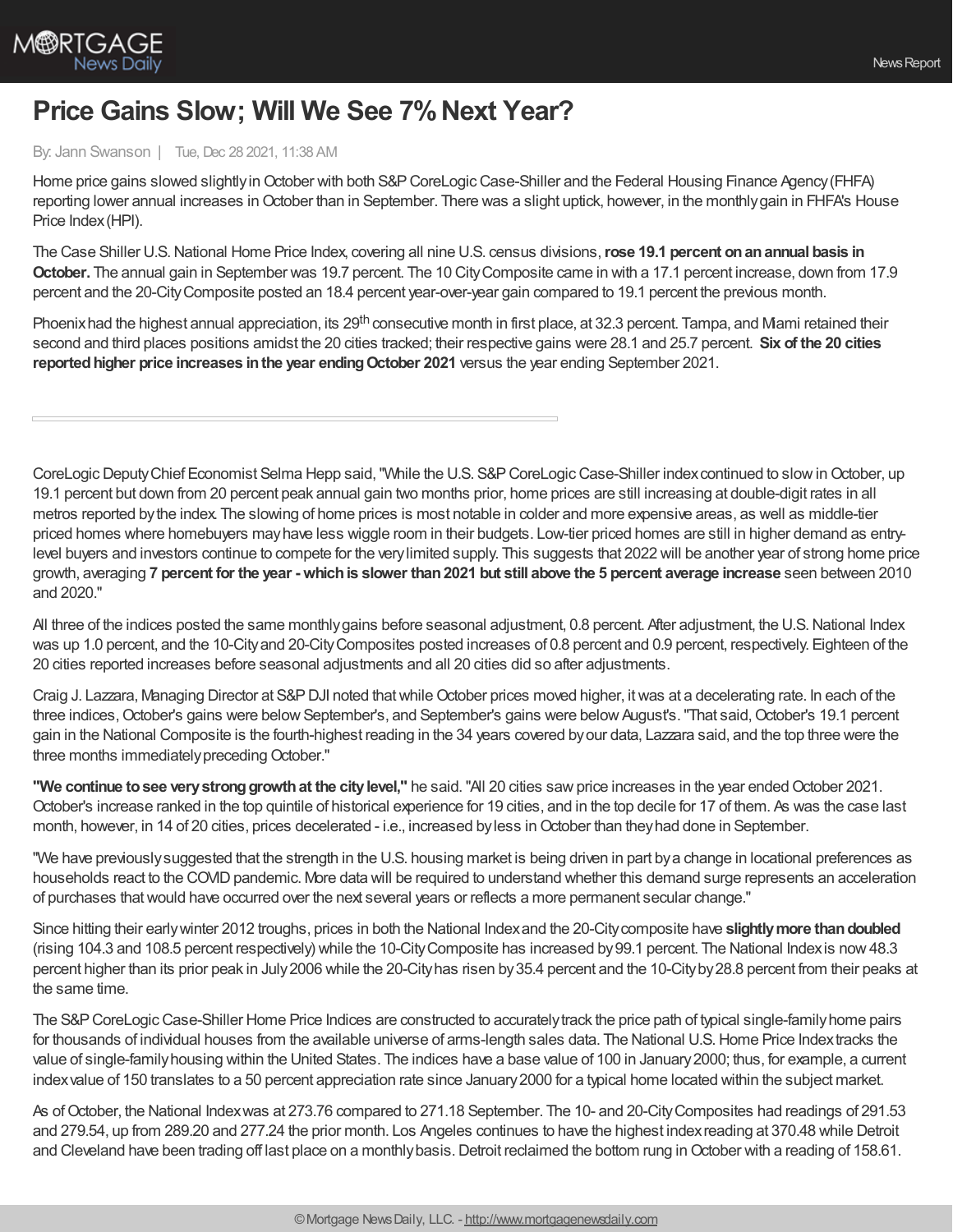# Price Gains Slow; Will We See 7% Next Year?

By: Jann Swanson | Tue, Dec 28 2021, 11:38 AM

Home price gains slowed slightly in October with both S&P CoreLogic Case-Shiller and the Federal Housing Finance Agency (FHFA) reporting lower annual increases in October than in September. There was a slight uptick, however, in the monthly gain in FHFA's House Price Index (HPI).

The Case Shiller U.S. National Home Price Index, covering all nine U.S. census divisions, **rose 19.1 percent on an annual basis in October.** The annual gain in September was 19.7 percent. The 10 City Composite came in with a 17.1 percent increase, down from 17.9 percent and the 20-City Composite posted an 18.4 percent year-over-year gain compared to 19.1 percent the previous month.

Phoenix had the highest annual appreciation, its 29th consecutive month in first place, at 32.3 percent. Tampa, and Miami retained their second and third places positions amidst the 20 cities tracked; their respective gains were 28.1 and 25.7 percent. **Six of the 20 cities reported higher price increases in the year ending October 2021** versus the year ending September 2021.

CoreLogic Deputy Chief Economist Selma Hepp said, "While the U.S. S&P CoreLogic Case-Shiller index continued to slow in October, up 19.1 percent but down from 20 percent peak annual gain two months prior, home prices are still increasing at double-digit rates in all metros reported by the index. The slowing of home prices is most notable in colder and more expensive areas, as well as middle-tier priced homes where homebuyers may have less wiggle room in their budgets. Low-tier priced homes are still in higher demand as entry-level buyers and investors continue to compete for the very limited supply. This suggests that 2022 will be another year of strong home price growth, averaging **7 percent for the year - which is slower than 2021 but still above the 5 percent average increase** seen between 2010 and 2020."

All three of the indices posted the same monthly gains before seasonal adjustment, 0.8 percent. After adjustment, the U.S. National Index was up 1.0 percent, and the 10-City and 20-City Composites posted increases of 0.8 percent and 0.9 percent, respectively. Eighteen of the 20 cities reported increases before seasonal adjustments and all 20 cities did so after adjustments.

Craig J. Lazzara, Managing Director at S&P DJI noted that while October prices moved higher, it was at a decelerating rate. In each of the three indices, October's gains were below September's, and September's gains were below August's. "That said, October's 19.1 percent gain in the National Composite is the fourth-highest reading in the 34 years covered by our data, Lazzara said, and the top three were the three months immediately preceding October."

**"We continue to see very strong growth at the city level,"** he said. "All 20 cities saw price increases in the year ended October 2021. October's increase ranked in the top quintile of historical experience for 19 cities, and in the top decile for 17 of them. As was the case last month, however, in 14 of 20 cities, prices decelerated - i.e., increased by less in October than they had done in September.

"We have previously suggested that the strength in the U.S. housing market is being driven in part by a change in locational preferences as households react to the COVID pandemic. More data will be required to understand whether this demand surge represents an acceleration of purchases that would have occurred over the next several years or reflects a more permanent secular change."

Since hitting their early winter 2012 troughs, prices in both the National Index and the 20-City composite have **slightly more than doubled** (rising 104.3 and 108.5 percent respectively) while the 10-City Composite has increased by 99.1 percent. The National Index is now 48.3 percent higher than its prior peak in July 2006 while the 20-City has risen by 35.4 percent and the 10-City by 28.8 percent from their peaks at the same time.

The S&P CoreLogic Case-Shiller Home Price Indices are constructed to accurately track the price path of typical single-family home pairs for thousands of individual houses from the available universe of arms-length sales data. The National U.S. Home Price Index tracks the value of single-family housing within the United States. The indices have a base value of 100 in January 2000; thus, for example, a current index value of 150 translates to a 50 percent appreciation rate since January 2000 for a typical home located within the subject market.

As of October, the National Index was at 273.76 compared to 271.18 September. The 10- and 20-City Composites had readings of 291.53 and 279.54, up from 289.20 and 277.24 the prior month. Los Angeles continues to have the highest index reading at 370.48 while Detroit and Cleveland have been trading off last place on a monthly basis. Detroit reclaimed the bottom rung in October with a reading of 158.61.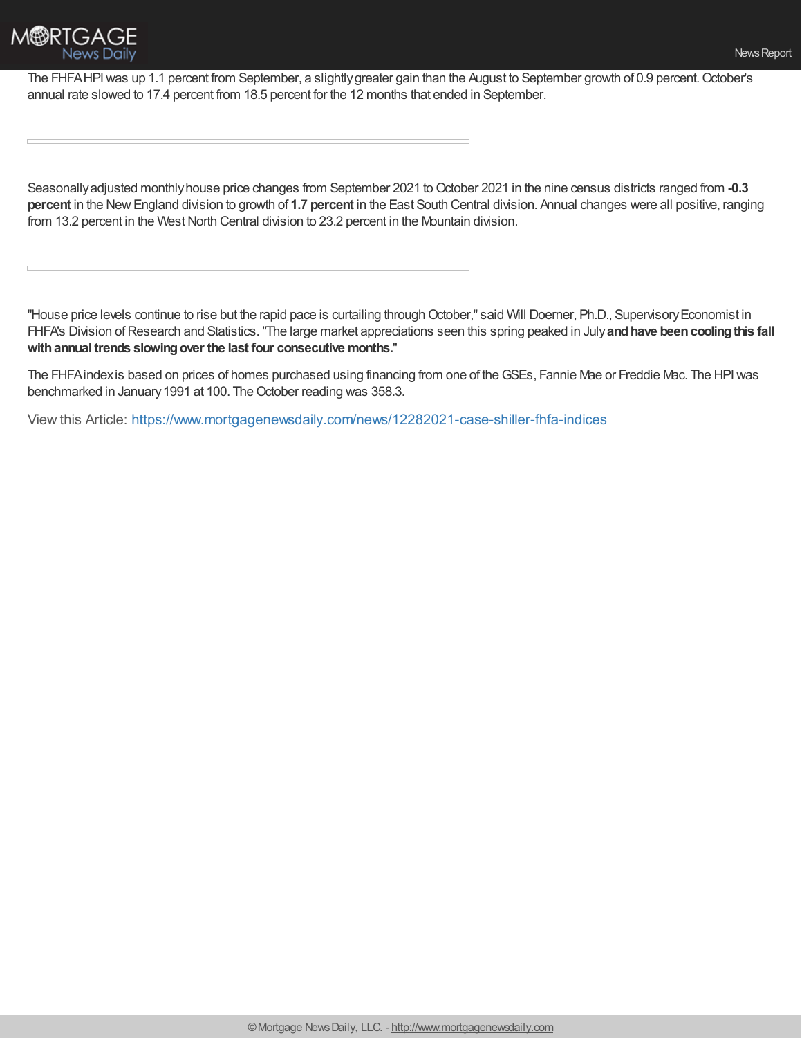The FHFA HPI was up 1.1 percent from September, a slightly greater gain than the August to September growth of 0.9 percent. October's annual rate slowed to 17.4 percent from 18.5 percent for the 12 months that ended in September.

Seasonally adjusted monthly house price changes from September 2021 to October 2021 in the nine census districts ranged from **-0.3 percent** in the New England division to growth of **1.7 percent** in the East South Central division. Annual changes were all positive, ranging from 13.2 percent in the West North Central division to 23.2 percent in the Mountain division.

"House price levels continue to rise but the rapid pace is curtailing through October," said Will Doerner, Ph.D., Supervisory Economist in FHFA's Division of Research and Statistics. "The large market appreciations seen this spring peaked in July **and have been cooling this fall with annual trends slowing over the last four consecutive months.**"

The FHFA index is based on prices of homes purchased using financing from one of the GSEs, Fannie Mae or Freddie Mac. The HPI was benchmarked in January 1991 at 100. The October reading was 358.3.

View this Article: https://www.mortgagenewsdaily.com/news/12282021-case-shiller-fhfa-indices